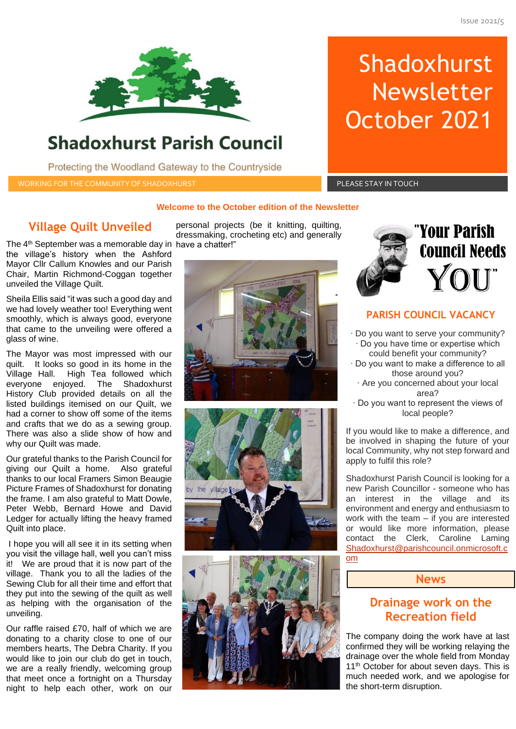Issue 2021/5

# Shadoxhurst Parish Council

Protecting the Woodland Gateway to the Countryside

WORKING FOR THE COMMUNITY OF SHADOXHURST

# Shadoxhurst Newsletter October 2021

PLEASE STAY IN TOUCH

**Welcome to the October edition of the Newsletter**

## Village Quilt Unveiled

The 4th September was a memorable day in the village's history when the Ashford Mayor Cllr Callum Knowles and our Parish Chair, Martin Richmond-Coggan together unveiled the Village Quilt.

Sheila Ellis said "it was such a good day and we had lovely weather too! Everything went smoothly, which is always good, everyone that came to the unveiling were offered a glass of wine.

The Mayor was most impressed with our quilt. It looks so good in its home in the Village Hall. High Tea followed which everyone enjoyed. The Shadoxhurst History Club provided details on all the listed buildings itemised on our Quilt, we had a corner to show off some of the items and crafts that we do as a sewing group. There was also a slide show of how and why our Quilt was made.

Our grateful thanks to the Parish Council for giving our Quilt a home. Also grateful thanks to our local Framers Simon Beaugie Picture Frames of Shadoxhurst for donating the frame. I am also grateful to Matt Dowle, Peter Webb, Bernard Howe and David Ledger for actually lifting the heavy framed Quilt into place.

I hope you will all see it in its setting when you visit the village hall, well you can't miss it! We are proud that it is now part of the village. Thank you to all the ladies of the Sewing Club for all their time and effort that they put into the sewing of the quilt as well as helping with the organisation of the unveiling.

Our raffle raised £70, half of which we are donating to a charity close to one of our members hearts, The Debra Charity. If you would like to join our club do get in touch, we are a really friendly, welcoming group that meet once a fortnight on a Thursday night to help each other, work on our personal projects (be it knitting, quilting, dressmaking, crocheting etc) and generally have a chatter!"

"Your Parish Council Needs YOU"

## PARISH COUNCIL VACANCY

- Do you want to serve your community?
- Do you have time or expertise which could benefit your community?
- Do you want to make a difference to all those around you?
- Are you concerned about your local area?
- Do you want to represent the views of local people?

If you would like to make a difference, and be involved in shaping the future of your local Community, why not step forward and apply to fulfil this role?

Shadoxhurst Parish Council is looking for a new Parish Councillor - someone who has an interest in the village and its environment and energy and enthusiasm to work with the team – if you are interested or would like more information, please contact the Clerk, Caroline Laming Shadoxhurst@parishcouncil.onmicrosoft.com

## News

### Drainage work on the Recreation field

The company doing the work have at last confirmed they will be working relaying the drainage over the whole field from Monday 11th October for about seven days. This is much needed work, and we apologise for the short-term disruption.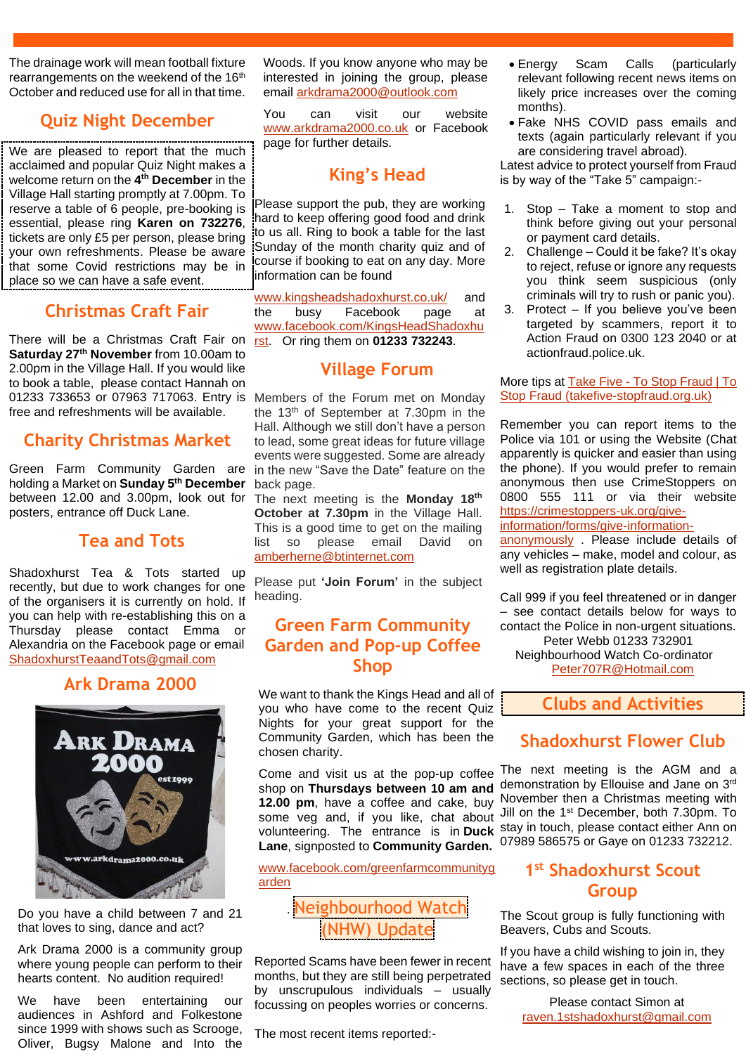The drainage work will mean football fixture rearrangements on the weekend of the 16th October and reduced use for all in that time.

## Quiz Night December

We are pleased to report that the much acclaimed and popular Quiz Night makes a welcome return on the **4th December** in the Village Hall starting promptly at 7.00pm. To reserve a table of 6 people, pre-booking is essential, please ring **Karen on 732276**, tickets are only £5 per person, please bring your own refreshments. Please be aware that some Covid restrictions may be in place so we can have a safe event.

## Christmas Craft Fair

There will be a Christmas Craft Fair on **Saturday 27th November** from 10.00am to 2.00pm in the Village Hall. If you would like to book a table, please contact Hannah on 01233 733653 or 07963 717063. Entry is free and refreshments will be available.

## Charity Christmas Market

Green Farm Community Garden are holding a Market on **Sunday 5th December** between 12.00 and 3.00pm, look out for posters, entrance off Duck Lane.

## Tea and Tots

Shadoxhurst Tea & Tots started up recently, but due to work changes for one of the organisers it is currently on hold. If you can help with re-establishing this on a Thursday please contact Emma or Alexandria on the Facebook page or email ShadoxhurstTeaandTots@gmail.com

## Ark Drama 2000

Do you have a child between 7 and 21 that loves to sing, dance and act?

Ark Drama 2000 is a community group where young people can perform to their hearts content. No audition required!

We have been entertaining our audiences in Ashford and Folkestone since 1999 with shows such as Scrooge, Oliver, Bugsy Malone and Into the Woods. If you know anyone who may be interested in joining the group, please email arkdrama2000@outlook.com

You can visit our website www.arkdrama2000.co.uk or Facebook page for further details.

## King's Head

Please support the pub, they are working hard to keep offering good food and drink to us all. Ring to book a table for the last Sunday of the month charity quiz and of course if booking to eat on any day. More information can be found

www.kingsheadshadoxhurst.co.uk/ and the busy Facebook page at www.facebook.com/KingsHeadShadoxhurst. Or ring them on **01233 732243**.

## Village Forum

Members of the Forum met on Monday the 13th of September at 7.30pm in the Hall. Although we still don't have a person to lead, some great ideas for future village events were suggested. Some are already in the new "Save the Date" feature on the back page.

The next meeting is the **Monday 18th October at 7.30pm** in the Village Hall. This is a good time to get on the mailing list so please email David on amberherne@btinternet.com

Please put **'Join Forum'** in the subject heading.

## Green Farm Community Garden and Pop-up Coffee Shop

We want to thank the Kings Head and all of you who have come to the recent Quiz Nights for your great support for the Community Garden, which has been the chosen charity.

Come and visit us at the pop-up coffee shop on **Thursdays between 10 am and 12.00 pm**, have a coffee and cake, buy some veg and, if you like, chat about volunteering. The entrance is in **Duck Lane**, signposted to **Community Garden.**

www.facebook.com/greenfarmcommunitygarden

## Neighbourhood Watch (NHW) Update

Reported Scams have been fewer in recent months, but they are still being perpetrated by unscrupulous individuals – usually focussing on peoples worries or concerns.

The most recent items reported:-

- Energy Scam Calls (particularly relevant following recent news items on likely price increases over the coming months).
- Fake NHS COVID pass emails and texts (again particularly relevant if you are considering travel abroad).

Latest advice to protect yourself from Fraud is by way of the "Take 5" campaign:-

1. Stop – Take a moment to stop and think before giving out your personal or payment card details.
2. Challenge – Could it be fake? It's okay to reject, refuse or ignore any requests you think seem suspicious (only criminals will try to rush or panic you).
3. Protect – If you believe you've been targeted by scammers, report it to Action Fraud on 0300 123 2040 or at actionfraud.police.uk.

More tips at Take Five - To Stop Fraud | To Stop Fraud (takefive-stopfraud.org.uk)

Remember you can report items to the Police via 101 or using the Website (Chat apparently is quicker and easier than using the phone). If you would prefer to remain anonymous then use CrimeStoppers on 0800 555 111 or via their website https://crimestoppers-uk.org/give-information/forms/give-information-anonymously . Please include details of any vehicles – make, model and colour, as well as registration plate details.

Call 999 if you feel threatened or in danger – see contact details below for ways to contact the Police in non-urgent situations.

Peter Webb 01233 732901
Neighbourhood Watch Co-ordinator
Peter707R@Hotmail.com

# Clubs and Activities

## Shadoxhurst Flower Club

The next meeting is the AGM and a demonstration by Ellouise and Jane on 3rd November then a Christmas meeting with Jill on the 1st December, both 7.30pm. To stay in touch, please contact either Ann on 07989 586575 or Gaye on 01233 732212.

## 1st Shadoxhurst Scout Group

The Scout group is fully functioning with Beavers, Cubs and Scouts.

If you have a child wishing to join in, they have a few spaces in each of the three sections, so please get in touch.

Please contact Simon at
raven.1stshadoxhurst@gmail.com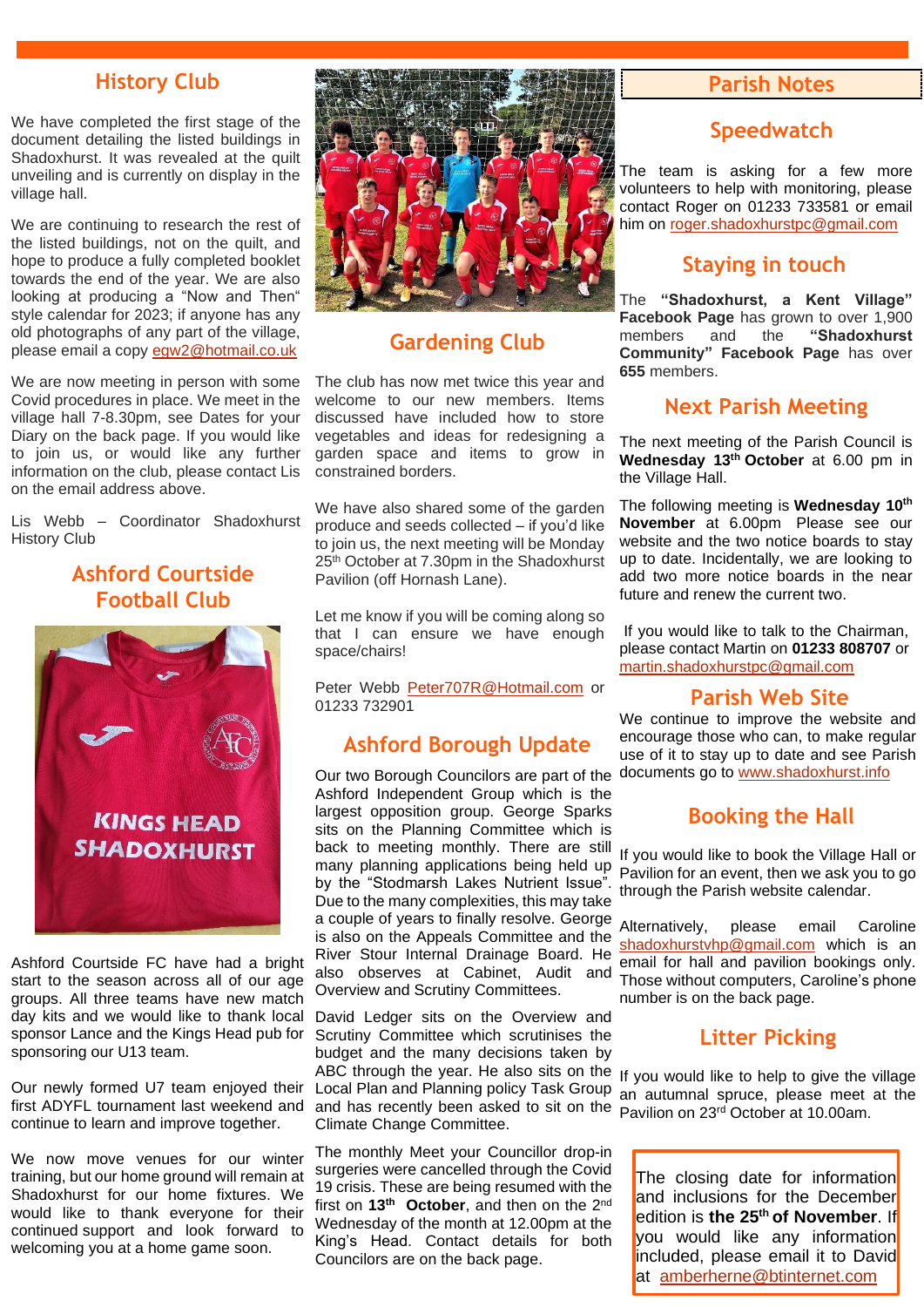## History Club

We have completed the first stage of the document detailing the listed buildings in Shadoxhurst. It was revealed at the quilt unveiling and is currently on display in the village hall.

We are continuing to research the rest of the listed buildings, not on the quilt, and hope to produce a fully completed booklet towards the end of the year. We are also looking at producing a "Now and Then" style calendar for 2023; if anyone has any old photographs of any part of the village, please email a copy egw2@hotmail.co.uk

We are now meeting in person with some Covid procedures in place. We meet in the village hall 7-8.30pm, see Dates for your Diary on the back page. If you would like to join us, or would like any further information on the club, please contact Lis on the email address above.

Lis Webb – Coordinator Shadoxhurst History Club

## Ashford Courtside Football Club

Ashford Courtside FC have had a bright start to the season across all of our age groups. All three teams have new match day kits and we would like to thank local sponsor Lance and the Kings Head pub for sponsoring our U13 team.

Our newly formed U7 team enjoyed their first ADYFL tournament last weekend and continue to learn and improve together.

We now move venues for our winter training, but our home ground will remain at Shadoxhurst for our home fixtures. We would like to thank everyone for their continued support and look forward to welcoming you at a home game soon.

## Gardening Club

The club has now met twice this year and welcome to our new members. Items discussed have included how to store vegetables and ideas for redesigning a garden space and items to grow in constrained borders.

We have also shared some of the garden produce and seeds collected – if you'd like to join us, the next meeting will be Monday 25th October at 7.30pm in the Shadoxhurst Pavilion (off Hornash Lane).

Let me know if you will be coming along so that I can ensure we have enough space/chairs!

Peter Webb Peter707R@Hotmail.com or 01233 732901

## Ashford Borough Update

Our two Borough Councilors are part of the Ashford Independent Group which is the largest opposition group. George Sparks sits on the Planning Committee which is back to meeting monthly. There are still many planning applications being held up by the "Stodmarsh Lakes Nutrient Issue". Due to the many complexities, this may take a couple of years to finally resolve. George is also on the Appeals Committee and the River Stour Internal Drainage Board. He also observes at Cabinet, Audit and Overview and Scrutiny Committees.

David Ledger sits on the Overview and Scrutiny Committee which scrutinises the budget and the many decisions taken by ABC through the year. He also sits on the Local Plan and Planning policy Task Group and has recently been asked to sit on the Climate Change Committee.

The monthly Meet your Councillor drop-in surgeries were cancelled through the Covid 19 crisis. These are being resumed with the first on **13th October**, and then on the 2nd Wednesday of the month at 12.00pm at the King's Head. Contact details for both Councillors are on the back page.

# Parish Notes

## Speedwatch

The team is asking for a few more volunteers to help with monitoring, please contact Roger on 01233 733581 or email him on roger.shadoxhurstpc@gmail.com

## Staying in touch

The **"Shadoxhurst, a Kent Village" Facebook Page** has grown to over 1,900 members and the **"Shadoxhurst Community" Facebook Page** has over **655** members.

## Next Parish Meeting

The next meeting of the Parish Council is **Wednesday 13th October** at 6.00 pm in the Village Hall.

The following meeting is **Wednesday 10th November** at 6.00pm Please see our website and the two notice boards to stay up to date. Incidentally, we are looking to add two more notice boards in the near future and renew the current two.

If you would like to talk to the Chairman, please contact Martin on **01233 808707** or martin.shadoxhurstpc@gmail.com

## Parish Web Site

We continue to improve the website and encourage those who can, to make regular use of it to stay up to date and see Parish documents go to www.shadoxhurst.info

## Booking the Hall

If you would like to book the Village Hall or Pavilion for an event, then we ask you to go through the Parish website calendar.

Alternatively, please email Caroline shadoxhurstvhp@gmail.com which is an email for hall and pavilion bookings only. Those without computers, Caroline's phone number is on the back page.

## Litter Picking

If you would like to help to give the village an autumnal spruce, please meet at the Pavilion on 23rd October at 10.00am.

The closing date for information and inclusions for the December edition is **the 25th of November**. If you would like any information included, please email it to David at amberherne@btinternet.com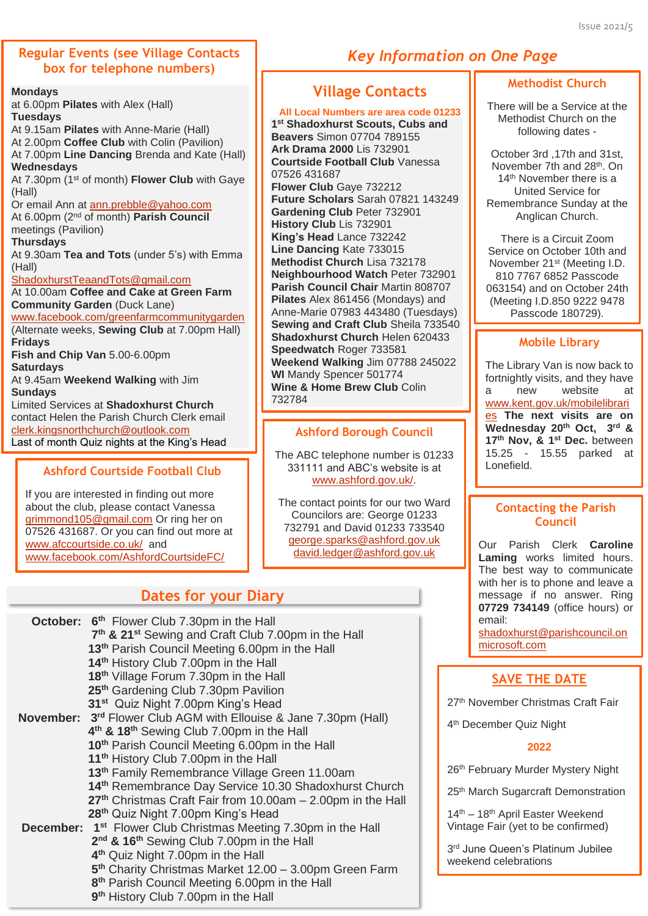## Key Information on One Page

### Regular Events (see Village Contacts box for telephone numbers)

**Mondays**
at 6.00pm **Pilates** with Alex (Hall)

**Tuesdays**
At 9.15am **Pilates** with Anne-Marie (Hall)
At 2.00pm **Coffee Club** with Colin (Pavilion)
At 7.00pm **Line Dancing** Brenda and Kate (Hall)

**Wednesdays**
At 7.30pm (1st of month) **Flower Club** with Gaye (Hall)
Or email Ann at ann.prebble@yahoo.com
At 6.00pm (2nd of month) **Parish Council** meetings (Pavilion)

**Thursdays**
At 9.30am **Tea and Tots** (under 5's) with Emma (Hall)
ShadoxhurstTeaandTots@gmail.com
At 10.00am **Coffee and Cake at Green Farm Community Garden** (Duck Lane)
www.facebook.com/greenfarmcommunitygarden
(Alternate weeks, **Sewing Club** at 7.00pm Hall)

**Fridays**
**Fish and Chip Van** 5.00-6.00pm

**Saturdays**
At 9.45am **Weekend Walking** with Jim

**Sundays**
Limited Services at **Shadoxhurst Church** contact Helen the Parish Church Clerk email clerk.kingsnorthchurch@outlook.com
Last of month Quiz nights at the King's Head

### Ashford Courtside Football Club

If you are interested in finding out more about the club, please contact Vanessa grimmond105@gmail.com Or ring her on 07526 431687. Or you can find out more at www.afccourtside.co.uk/ and www.facebook.com/AshfordCourtsideFC/

### Village Contacts

**All Local Numbers are area code 01233**

**1st Shadoxhurst Scouts, Cubs and Beavers** Simon 07704 789155
**Ark Drama 2000** Lis 732901
**Courtside Football Club** Vanessa 07526 431687
**Flower Club** Gaye 732212
**Future Scholars** Sarah 07821 143249
**Gardening Club** Peter 732901
**History Club** Lis 732901
**King's Head** Lance 732242
**Line Dancing** Kate 733015
**Methodist Church** Lisa 732178
**Neighbourhood Watch** Peter 732901
**Parish Council Chair** Martin 808707
**Pilates** Alex 861456 (Mondays) and Anne-Marie 07983 443480 (Tuesdays)
**Sewing and Craft Club** Sheila 733540
**Shadoxhurst Church** Helen 620433
**Speedwatch** Roger 733581
**Weekend Walking** Jim 07788 245022
**WI** Mandy Spencer 501774
**Wine & Home Brew Club** Colin 732784

### Ashford Borough Council

The ABC telephone number is 01233 331111 and ABC's website is at www.ashford.gov.uk/.

The contact points for our two Ward Councilors are: George 01233 732791 and David 01233 733540 george.sparks@ashford.gov.uk david.ledger@ashford.gov.uk

### Methodist Church

There will be a Service at the Methodist Church on the following dates -

October 3rd ,17th and 31st, November 7th and 28th. On 14th November there is a United Service for Remembrance Sunday at the Anglican Church.

There is a Circuit Zoom Service on October 10th and November 21st (Meeting I.D. 810 7767 6852 Passcode 063154) and on October 24th (Meeting I.D.850 9222 9478 Passcode 180729).

### Mobile Library

The Library Van is now back to fortnightly visits, and they have a new website at www.kent.gov.uk/mobilelibraries **The next visits are on Wednesday 20th Oct, 3rd & 17th Nov, & 1st Dec.** between 15.25 - 15.55 parked at Lonefield.

### Contacting the Parish Council

Our Parish Clerk **Caroline Laming** works limited hours. The best way to communicate with her is to phone and leave a message if no answer. Ring **07729 734149** (office hours) or email: shadoxhurst@parishcouncil.onmicrosoft.com

### SAVE THE DATE

27th November Christmas Craft Fair

4th December Quiz Night

**2022**

26th February Murder Mystery Night

25th March Sugarcraft Demonstration

14th – 18th April Easter Weekend Vintage Fair (yet to be confirmed)

3rd June Queen's Platinum Jubilee weekend celebrations

### Dates for your Diary

**October:**
- **6th** Flower Club 7.30pm in the Hall
- **7th & 21st** Sewing and Craft Club 7.00pm in the Hall
- **13th** Parish Council Meeting 6.00pm in the Hall
- **14th** History Club 7.00pm in the Hall
- **18th** Village Forum 7.30pm in the Hall
- **25th** Gardening Club 7.30pm Pavilion
- **31st** Quiz Night 7.00pm King's Head

**November:**
- **3rd** Flower Club AGM with Ellouise & Jane 7.30pm (Hall)
- **4th & 18th** Sewing Club 7.00pm in the Hall
- **10th** Parish Council Meeting 6.00pm in the Hall
- **11th** History Club 7.00pm in the Hall
- **13th** Family Remembrance Village Green 11.00am
- **14th** Remembrance Day Service 10.30 Shadoxhurst Church
- **27th** Christmas Craft Fair from 10.00am – 2.00pm in the Hall
- **28th** Quiz Night 7.00pm King's Head

**December:**
- **1st** Flower Club Christmas Meeting 7.30pm in the Hall
- **2nd & 16th** Sewing Club 7.00pm in the Hall
- **4th** Quiz Night 7.00pm in the Hall
- **5th** Charity Christmas Market 12.00 – 3.00pm Green Farm
- **8th** Parish Council Meeting 6.00pm in the Hall
- **9th** History Club 7.00pm in the Hall